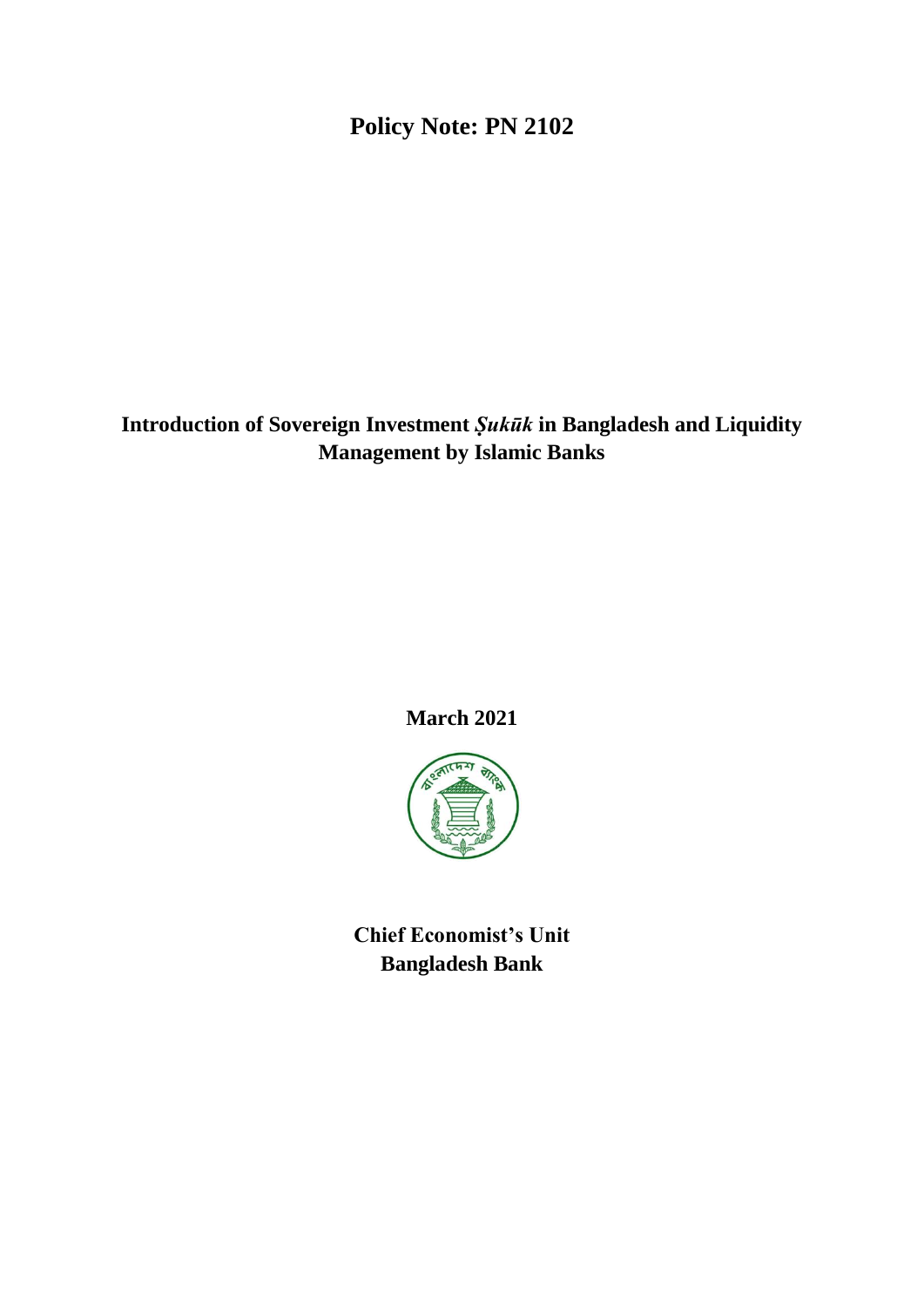**Policy Note: PN 2102**

# Introduction of Sovereign Investment *Ṣukūk* in Bangladesh and Liquidity Management by Islamic Banks

**March 2021**

**Chief Economist's Unit**
**Bangladesh Bank**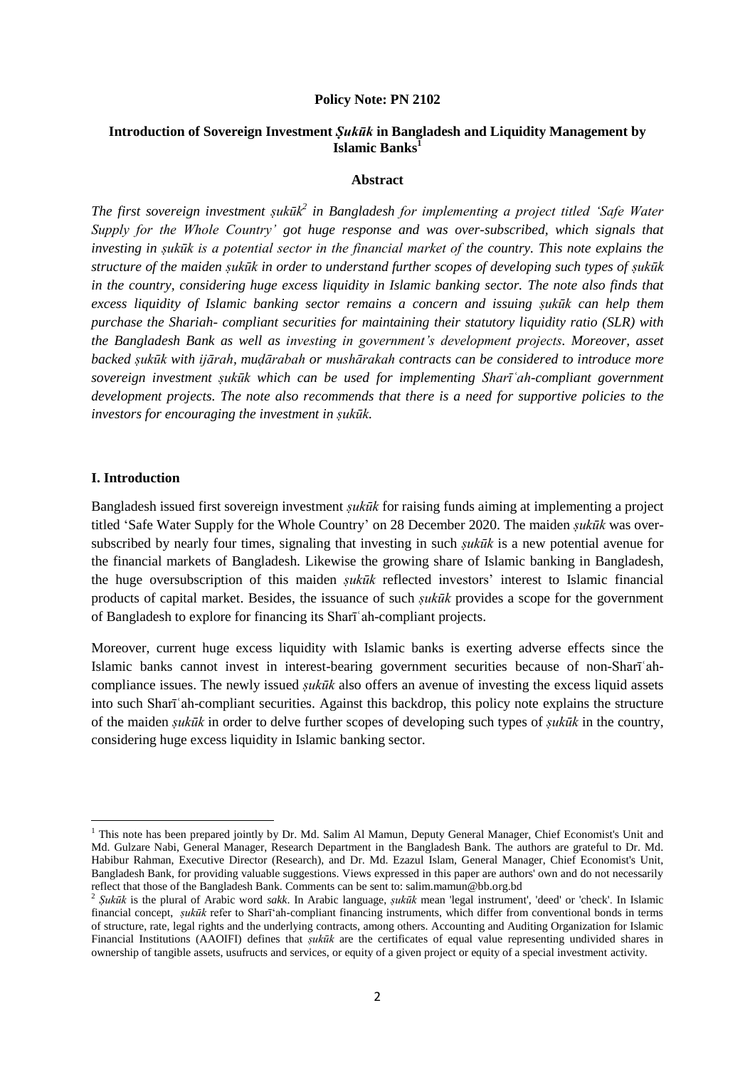**Policy Note: PN 2102**

# Introduction of Sovereign Investment *Ṣukūk* in Bangladesh and Liquidity Management by Islamic Banks[1]

**Abstract**

*The first sovereign investment ṣukūk[2] in Bangladesh for implementing a project titled 'Safe Water Supply for the Whole Country' got huge response and was over-subscribed, which signals that investing in ṣukūk is a potential sector in the financial market of the country. This note explains the structure of the maiden ṣukūk in order to understand further scopes of developing such types of ṣukūk in the country, considering huge excess liquidity in Islamic banking sector. The note also finds that excess liquidity of Islamic banking sector remains a concern and issuing ṣukūk can help them purchase the Shariah- compliant securities for maintaining their statutory liquidity ratio (SLR) with the Bangladesh Bank as well as investing in government's development projects. Moreover, asset backed ṣukūk with ijārah, muḍārabah or mushārakah contracts can be considered to introduce more sovereign investment ṣukūk which can be used for implementing Sharīʿah-compliant government development projects. The note also recommends that there is a need for supportive policies to the investors for encouraging the investment in ṣukūk.*

## I. Introduction

Bangladesh issued first sovereign investment *ṣukūk* for raising funds aiming at implementing a project titled 'Safe Water Supply for the Whole Country' on 28 December 2020. The maiden *ṣukūk* was over-subscribed by nearly four times, signaling that investing in such *ṣukūk* is a new potential avenue for the financial markets of Bangladesh. Likewise the growing share of Islamic banking in Bangladesh, the huge oversubscription of this maiden *ṣukūk* reflected investors' interest to Islamic financial products of capital market. Besides, the issuance of such *ṣukūk* provides a scope for the government of Bangladesh to explore for financing its Sharīʿah-compliant projects.

Moreover, current huge excess liquidity with Islamic banks is exerting adverse effects since the Islamic banks cannot invest in interest-bearing government securities because of non-Sharīʿah-compliance issues. The newly issued *ṣukūk* also offers an avenue of investing the excess liquid assets into such Sharīʿah-compliant securities. Against this backdrop, this policy note explains the structure of the maiden *ṣukūk* in order to delve further scopes of developing such types of *ṣukūk* in the country, considering huge excess liquidity in Islamic banking sector.

---

[1] This note has been prepared jointly by Dr. Md. Salim Al Mamun, Deputy General Manager, Chief Economist's Unit and Md. Gulzare Nabi, General Manager, Research Department in the Bangladesh Bank. The authors are grateful to Dr. Md. Habibur Rahman, Executive Director (Research), and Dr. Md. Ezazul Islam, General Manager, Chief Economist's Unit, Bangladesh Bank, for providing valuable suggestions. Views expressed in this paper are authors' own and do not necessarily reflect that those of the Bangladesh Bank. Comments can be sent to: salim.mamun@bb.org.bd

[2] *Ṣukūk* is the plural of Arabic word *sakk*. In Arabic language, *ṣukūk* mean 'legal instrument', 'deed' or 'check'. In Islamic financial concept, *ṣukūk* refer to Sharī'ah-compliant financing instruments, which differ from conventional bonds in terms of structure, rate, legal rights and the underlying contracts, among others. Accounting and Auditing Organization for Islamic Financial Institutions (AAOIFI) defines that *ṣukūk* are the certificates of equal value representing undivided shares in ownership of tangible assets, usufructs and services, or equity of a given project or equity of a special investment activity.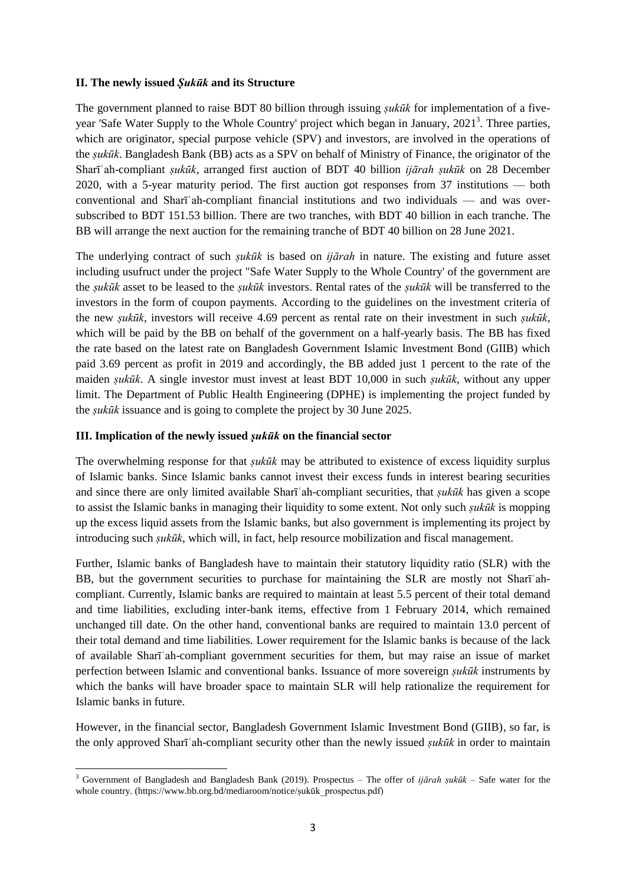### II. The newly issued *Ṣukūk* and its Structure

The government planned to raise BDT 80 billion through issuing *ṣukūk* for implementation of a five-year 'Safe Water Supply to the Whole Country' project which began in January, 2021[3]. Three parties, which are originator, special purpose vehicle (SPV) and investors, are involved in the operations of the *ṣukūk*. Bangladesh Bank (BB) acts as a SPV on behalf of Ministry of Finance, the originator of the Sharīʿah-compliant *ṣukūk*, arranged first auction of BDT 40 billion *ijārah ṣukūk* on 28 December 2020, with a 5-year maturity period. The first auction got responses from 37 institutions — both conventional and Sharīʿah-compliant financial institutions and two individuals — and was over-subscribed to BDT 151.53 billion. There are two tranches, with BDT 40 billion in each tranche. The BB will arrange the next auction for the remaining tranche of BDT 40 billion on 28 June 2021.

The underlying contract of such *ṣukūk* is based on *ijārah* in nature. The existing and future asset including usufruct under the project "Safe Water Supply to the Whole Country' of the government are the *ṣukūk* asset to be leased to the *ṣukūk* investors. Rental rates of the *ṣukūk* will be transferred to the investors in the form of coupon payments. According to the guidelines on the investment criteria of the new *ṣukūk*, investors will receive 4.69 percent as rental rate on their investment in such *ṣukūk*, which will be paid by the BB on behalf of the government on a half-yearly basis. The BB has fixed the rate based on the latest rate on Bangladesh Government Islamic Investment Bond (GIIB) which paid 3.69 percent as profit in 2019 and accordingly, the BB added just 1 percent to the rate of the maiden *ṣukūk*. A single investor must invest at least BDT 10,000 in such *ṣukūk*, without any upper limit. The Department of Public Health Engineering (DPHE) is implementing the project funded by the *ṣukūk* issuance and is going to complete the project by 30 June 2025.

### III. Implication of the newly issued *ṣukūk* on the financial sector

The overwhelming response for that *ṣukūk* may be attributed to existence of excess liquidity surplus of Islamic banks. Since Islamic banks cannot invest their excess funds in interest bearing securities and since there are only limited available Sharīʿah-compliant securities, that *ṣukūk* has given a scope to assist the Islamic banks in managing their liquidity to some extent. Not only such *ṣukūk* is mopping up the excess liquid assets from the Islamic banks, but also government is implementing its project by introducing such *ṣukūk*, which will, in fact, help resource mobilization and fiscal management.

Further, Islamic banks of Bangladesh have to maintain their statutory liquidity ratio (SLR) with the BB, but the government securities to purchase for maintaining the SLR are mostly not Sharīʿah-compliant. Currently, Islamic banks are required to maintain at least 5.5 percent of their total demand and time liabilities, excluding inter-bank items, effective from 1 February 2014, which remained unchanged till date. On the other hand, conventional banks are required to maintain 13.0 percent of their total demand and time liabilities. Lower requirement for the Islamic banks is because of the lack of available Sharīʿah-compliant government securities for them, but may raise an issue of market perfection between Islamic and conventional banks. Issuance of more sovereign *ṣukūk* instruments by which the banks will have broader space to maintain SLR will help rationalize the requirement for Islamic banks in future.

However, in the financial sector, Bangladesh Government Islamic Investment Bond (GIIB), so far, is the only approved Sharīʿah-compliant security other than the newly issued *ṣukūk* in order to maintain

[3] Government of Bangladesh and Bangladesh Bank (2019). Prospectus – The offer of *ijārah ṣukūk* – Safe water for the whole country. (https://www.bb.org.bd/mediaroom/notice/ṣukūk_prospectus.pdf)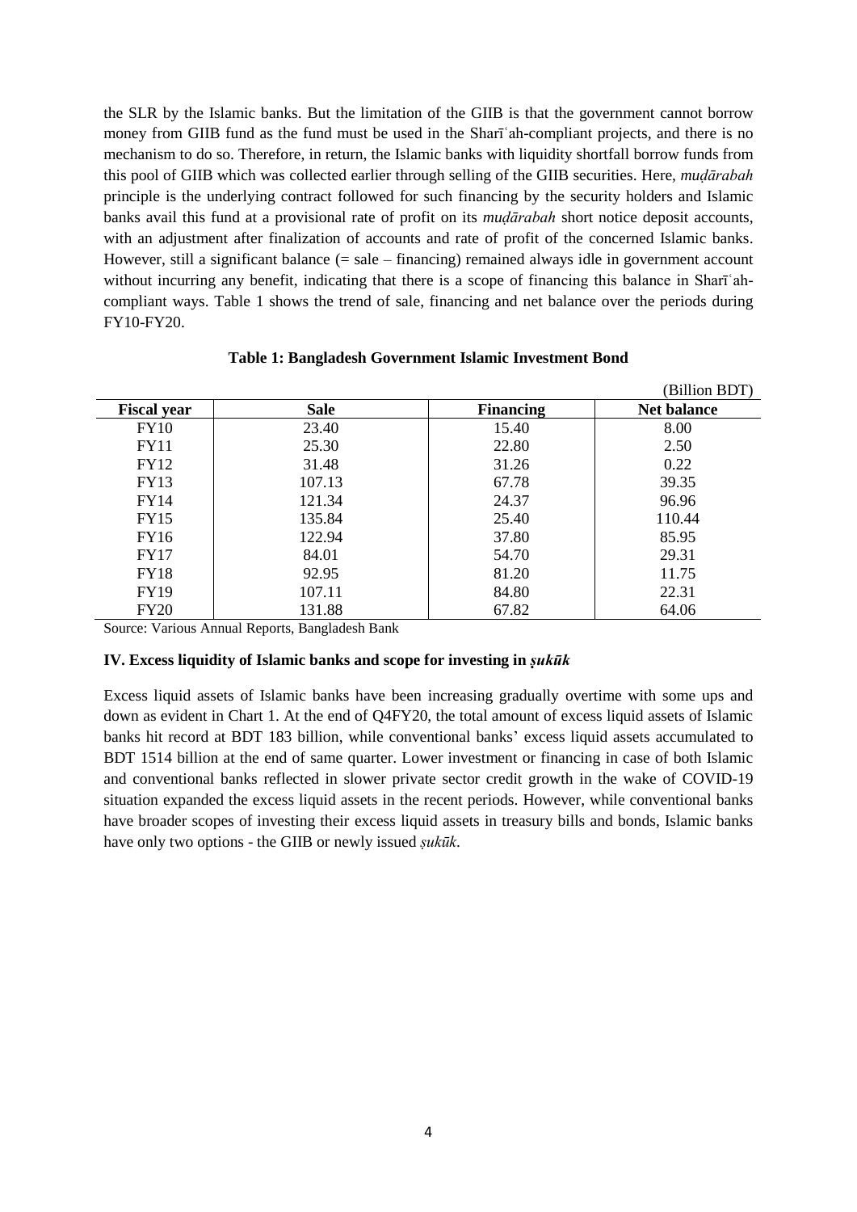the SLR by the Islamic banks. But the limitation of the GIIB is that the government cannot borrow money from GIIB fund as the fund must be used in the Sharīʿah-compliant projects, and there is no mechanism to do so. Therefore, in return, the Islamic banks with liquidity shortfall borrow funds from this pool of GIIB which was collected earlier through selling of the GIIB securities. Here, *muḍārabah* principle is the underlying contract followed for such financing by the security holders and Islamic banks avail this fund at a provisional rate of profit on its *muḍārabah* short notice deposit accounts, with an adjustment after finalization of accounts and rate of profit of the concerned Islamic banks. However, still a significant balance (= sale – financing) remained always idle in government account without incurring any benefit, indicating that there is a scope of financing this balance in Sharīʿah-compliant ways. Table 1 shows the trend of sale, financing and net balance over the periods during FY10-FY20.

**Table 1: Bangladesh Government Islamic Investment Bond**

(Billion BDT)

| Fiscal year | Sale | Financing | Net balance |
|---|---|---|---|
| FY10 | 23.40 | 15.40 | 8.00 |
| FY11 | 25.30 | 22.80 | 2.50 |
| FY12 | 31.48 | 31.26 | 0.22 |
| FY13 | 107.13 | 67.78 | 39.35 |
| FY14 | 121.34 | 24.37 | 96.96 |
| FY15 | 135.84 | 25.40 | 110.44 |
| FY16 | 122.94 | 37.80 | 85.95 |
| FY17 | 84.01 | 54.70 | 29.31 |
| FY18 | 92.95 | 81.20 | 11.75 |
| FY19 | 107.11 | 84.80 | 22.31 |
| FY20 | 131.88 | 67.82 | 64.06 |

Source: Various Annual Reports, Bangladesh Bank

### IV. Excess liquidity of Islamic banks and scope for investing in *ṣukūk*

Excess liquid assets of Islamic banks have been increasing gradually overtime with some ups and down as evident in Chart 1. At the end of Q4FY20, the total amount of excess liquid assets of Islamic banks hit record at BDT 183 billion, while conventional banks' excess liquid assets accumulated to BDT 1514 billion at the end of same quarter. Lower investment or financing in case of both Islamic and conventional banks reflected in slower private sector credit growth in the wake of COVID-19 situation expanded the excess liquid assets in the recent periods. However, while conventional banks have broader scopes of investing their excess liquid assets in treasury bills and bonds, Islamic banks have only two options - the GIIB or newly issued *ṣukūk*.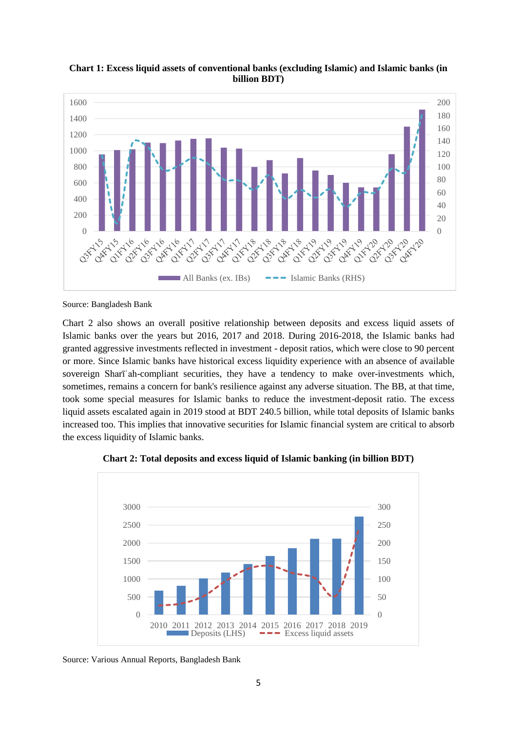**Chart 1: Excess liquid assets of conventional banks (excluding Islamic) and Islamic banks (in billion BDT)**

Source: Bangladesh Bank

Chart 2 also shows an overall positive relationship between deposits and excess liquid assets of Islamic banks over the years but 2016, 2017 and 2018. During 2016-2018, the Islamic banks had granted aggressive investments reflected in investment - deposit ratios, which were close to 90 percent or more. Since Islamic banks have historical excess liquidity experience with an absence of available sovereign Sharīʿah-compliant securities, they have a tendency to make over-investments which, sometimes, remains a concern for bank's resilience against any adverse situation. The BB, at that time, took some special measures for Islamic banks to reduce the investment-deposit ratio. The excess liquid assets escalated again in 2019 stood at BDT 240.5 billion, while total deposits of Islamic banks increased too. This implies that innovative securities for Islamic financial system are critical to absorb the excess liquidity of Islamic banks.

**Chart 2: Total deposits and excess liquid of Islamic banking (in billion BDT)**

Source: Various Annual Reports, Bangladesh Bank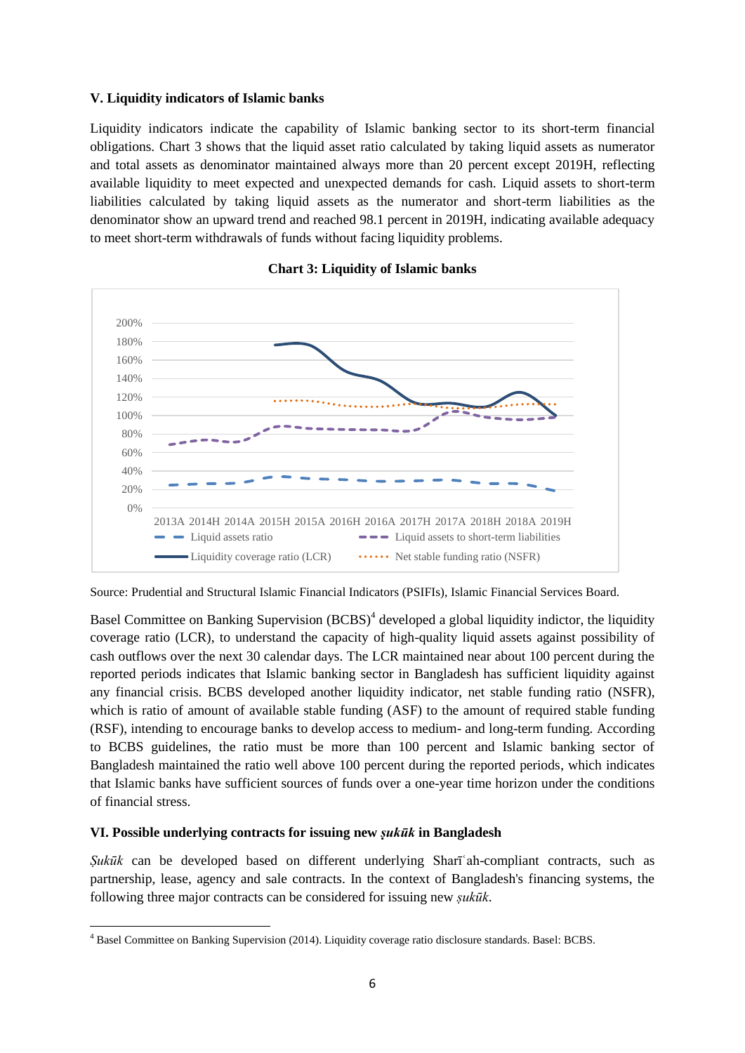**V. Liquidity indicators of Islamic banks**

Liquidity indicators indicate the capability of Islamic banking sector to its short-term financial obligations. Chart 3 shows that the liquid asset ratio calculated by taking liquid assets as numerator and total assets as denominator maintained always more than 20 percent except 2019H, reflecting available liquidity to meet expected and unexpected demands for cash. Liquid assets to short-term liabilities calculated by taking liquid assets as the numerator and short-term liabilities as the denominator show an upward trend and reached 98.1 percent in 2019H, indicating available adequacy to meet short-term withdrawals of funds without facing liquidity problems.

**Chart 3: Liquidity of Islamic banks**

Source: Prudential and Structural Islamic Financial Indicators (PSIFIs), Islamic Financial Services Board.

Basel Committee on Banking Supervision (BCBS)[4] developed a global liquidity indictor, the liquidity coverage ratio (LCR), to understand the capacity of high-quality liquid assets against possibility of cash outflows over the next 30 calendar days. The LCR maintained near about 100 percent during the reported periods indicates that Islamic banking sector in Bangladesh has sufficient liquidity against any financial crisis. BCBS developed another liquidity indicator, net stable funding ratio (NSFR), which is ratio of amount of available stable funding (ASF) to the amount of required stable funding (RSF), intending to encourage banks to develop access to medium- and long-term funding. According to BCBS guidelines, the ratio must be more than 100 percent and Islamic banking sector of Bangladesh maintained the ratio well above 100 percent during the reported periods, which indicates that Islamic banks have sufficient sources of funds over a one-year time horizon under the conditions of financial stress.

**VI. Possible underlying contracts for issuing new *ṣukūk* in Bangladesh**

*Ṣukūk* can be developed based on different underlying Sharīʿah-compliant contracts, such as partnership, lease, agency and sale contracts. In the context of Bangladesh's financing systems, the following three major contracts can be considered for issuing new *ṣukūk*.

[4] Basel Committee on Banking Supervision (2014). Liquidity coverage ratio disclosure standards. Basel: BCBS.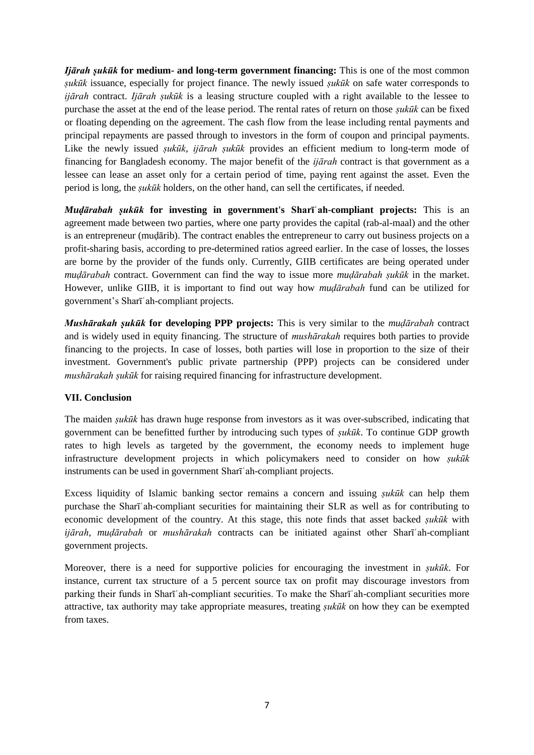***Ijārah ṣukūk*** **for medium- and long-term government financing:** This is one of the most common *ṣukūk* issuance, especially for project finance. The newly issued *ṣukūk* on safe water corresponds to *ijārah* contract. *Ijārah ṣukūk* is a leasing structure coupled with a right available to the lessee to purchase the asset at the end of the lease period. The rental rates of return on those *ṣukūk* can be fixed or floating depending on the agreement. The cash flow from the lease including rental payments and principal repayments are passed through to investors in the form of coupon and principal payments. Like the newly issued *ṣukūk*, *ijārah ṣukūk* provides an efficient medium to long-term mode of financing for Bangladesh economy. The major benefit of the *ijārah* contract is that government as a lessee can lease an asset only for a certain period of time, paying rent against the asset. Even the period is long, the *ṣukūk* holders, on the other hand, can sell the certificates, if needed.

***Muḍārabah ṣukūk*** **for investing in government's Sharīʿah-compliant projects:** This is an agreement made between two parties, where one party provides the capital (rab-al-maal) and the other is an entrepreneur (muḍārib). The contract enables the entrepreneur to carry out business projects on a profit-sharing basis, according to pre-determined ratios agreed earlier. In the case of losses, the losses are borne by the provider of the funds only. Currently, GIIB certificates are being operated under *muḍārabah* contract. Government can find the way to issue more *muḍārabah ṣukūk* in the market. However, unlike GIIB, it is important to find out way how *muḍārabah* fund can be utilized for government's Sharīʿah-compliant projects.

***Mushārakah ṣukūk*** **for developing PPP projects:** This is very similar to the *muḍārabah* contract and is widely used in equity financing. The structure of *mushārakah* requires both parties to provide financing to the projects. In case of losses, both parties will lose in proportion to the size of their investment. Government's public private partnership (PPP) projects can be considered under *mushārakah ṣukūk* for raising required financing for infrastructure development.

## VII. Conclusion

The maiden *ṣukūk* has drawn huge response from investors as it was over-subscribed, indicating that government can be benefitted further by introducing such types of *ṣukūk*. To continue GDP growth rates to high levels as targeted by the government, the economy needs to implement huge infrastructure development projects in which policymakers need to consider on how *ṣukūk* instruments can be used in government Sharīʿah-compliant projects.

Excess liquidity of Islamic banking sector remains a concern and issuing *ṣukūk* can help them purchase the Sharīʿah-compliant securities for maintaining their SLR as well as for contributing to economic development of the country. At this stage, this note finds that asset backed *ṣukūk* with *ijārah*, *muḍārabah* or *mushārakah* contracts can be initiated against other Sharīʿah-compliant government projects.

Moreover, there is a need for supportive policies for encouraging the investment in *ṣukūk*. For instance, current tax structure of a 5 percent source tax on profit may discourage investors from parking their funds in Sharīʿah-compliant securities. To make the Sharīʿah-compliant securities more attractive, tax authority may take appropriate measures, treating *ṣukūk* on how they can be exempted from taxes.